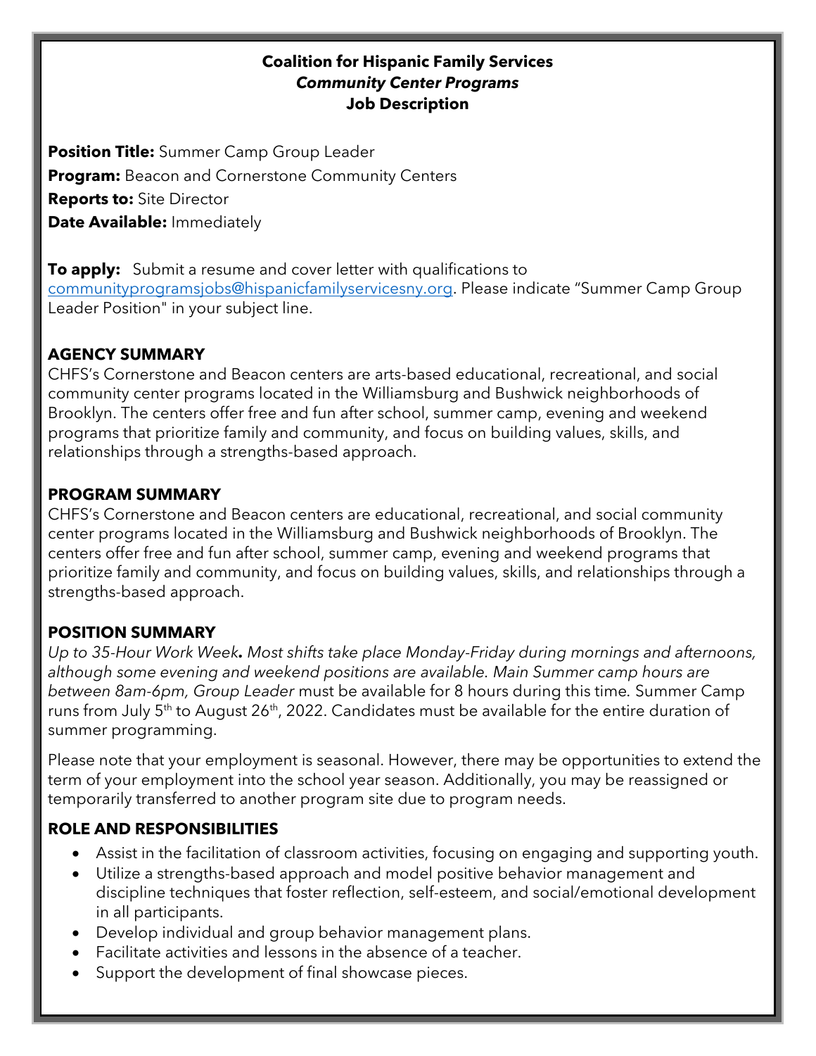**Coalition for Hispanic Family Services**
***Community Center Programs***
**Job Description**

**Position Title:** Summer Camp Group Leader
**Program:** Beacon and Cornerstone Community Centers
**Reports to:** Site Director
**Date Available:** Immediately

**To apply:** Submit a resume and cover letter with qualifications to communityprogramsjobs@hispanicfamilyservicesny.org. Please indicate "Summer Camp Group Leader Position" in your subject line.

## AGENCY SUMMARY

CHFS's Cornerstone and Beacon centers are arts-based educational, recreational, and social community center programs located in the Williamsburg and Bushwick neighborhoods of Brooklyn. The centers offer free and fun after school, summer camp, evening and weekend programs that prioritize family and community, and focus on building values, skills, and relationships through a strengths-based approach.

## PROGRAM SUMMARY

CHFS's Cornerstone and Beacon centers are educational, recreational, and social community center programs located in the Williamsburg and Bushwick neighborhoods of Brooklyn. The centers offer free and fun after school, summer camp, evening and weekend programs that prioritize family and community, and focus on building values, skills, and relationships through a strengths-based approach.

## POSITION SUMMARY

*Up to 35-Hour Work Week. Most shifts take place Monday-Friday during mornings and afternoons, although some evening and weekend positions are available. Main Summer camp hours are between 8am-6pm, Group Leader* must be available for 8 hours during this time. Summer Camp runs from July 5th to August 26th, 2022. Candidates must be available for the entire duration of summer programming.

Please note that your employment is seasonal. However, there may be opportunities to extend the term of your employment into the school year season. Additionally, you may be reassigned or temporarily transferred to another program site due to program needs.

## ROLE AND RESPONSIBILITIES

- Assist in the facilitation of classroom activities, focusing on engaging and supporting youth.
- Utilize a strengths-based approach and model positive behavior management and discipline techniques that foster reflection, self-esteem, and social/emotional development in all participants.
- Develop individual and group behavior management plans.
- Facilitate activities and lessons in the absence of a teacher.
- Support the development of final showcase pieces.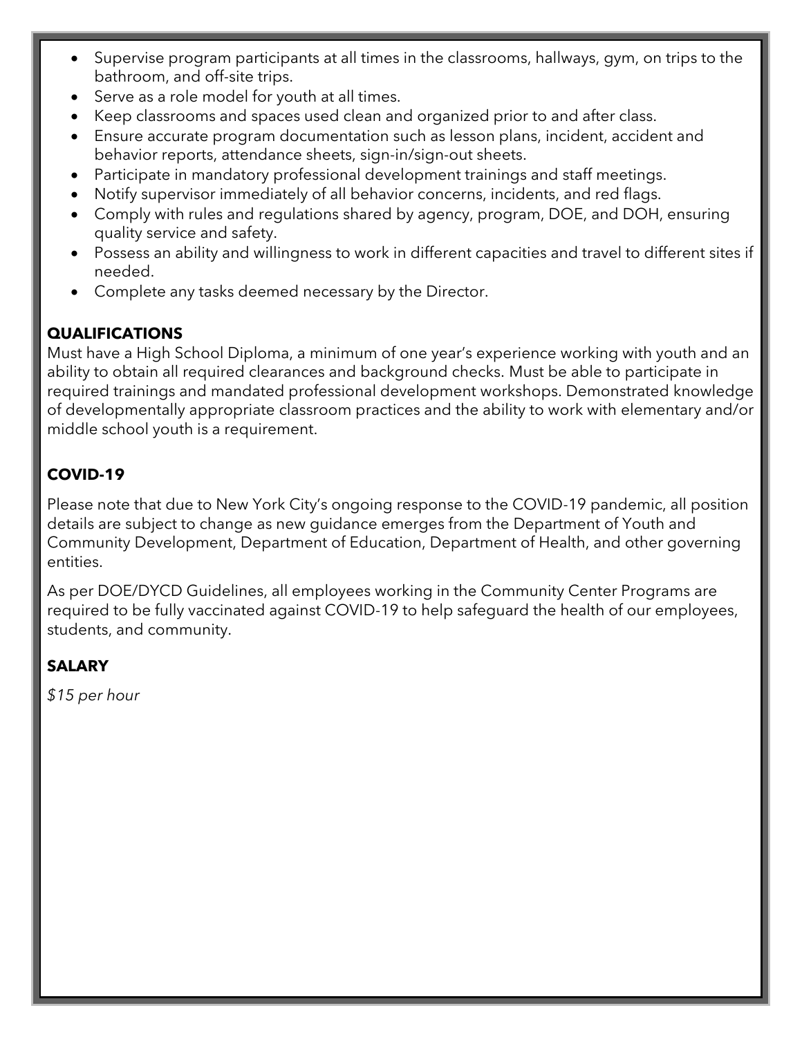- Supervise program participants at all times in the classrooms, hallways, gym, on trips to the bathroom, and off-site trips.
- Serve as a role model for youth at all times.
- Keep classrooms and spaces used clean and organized prior to and after class.
- Ensure accurate program documentation such as lesson plans, incident, accident and behavior reports, attendance sheets, sign-in/sign-out sheets.
- Participate in mandatory professional development trainings and staff meetings.
- Notify supervisor immediately of all behavior concerns, incidents, and red flags.
- Comply with rules and regulations shared by agency, program, DOE, and DOH, ensuring quality service and safety.
- Possess an ability and willingness to work in different capacities and travel to different sites if needed.
- Complete any tasks deemed necessary by the Director.

## QUALIFICATIONS

Must have a High School Diploma, a minimum of one year's experience working with youth and an ability to obtain all required clearances and background checks. Must be able to participate in required trainings and mandated professional development workshops. Demonstrated knowledge of developmentally appropriate classroom practices and the ability to work with elementary and/or middle school youth is a requirement.

## COVID-19

Please note that due to New York City's ongoing response to the COVID-19 pandemic, all position details are subject to change as new guidance emerges from the Department of Youth and Community Development, Department of Education, Department of Health, and other governing entities.

As per DOE/DYCD Guidelines, all employees working in the Community Center Programs are required to be fully vaccinated against COVID-19 to help safeguard the health of our employees, students, and community.

## SALARY

*$15 per hour*